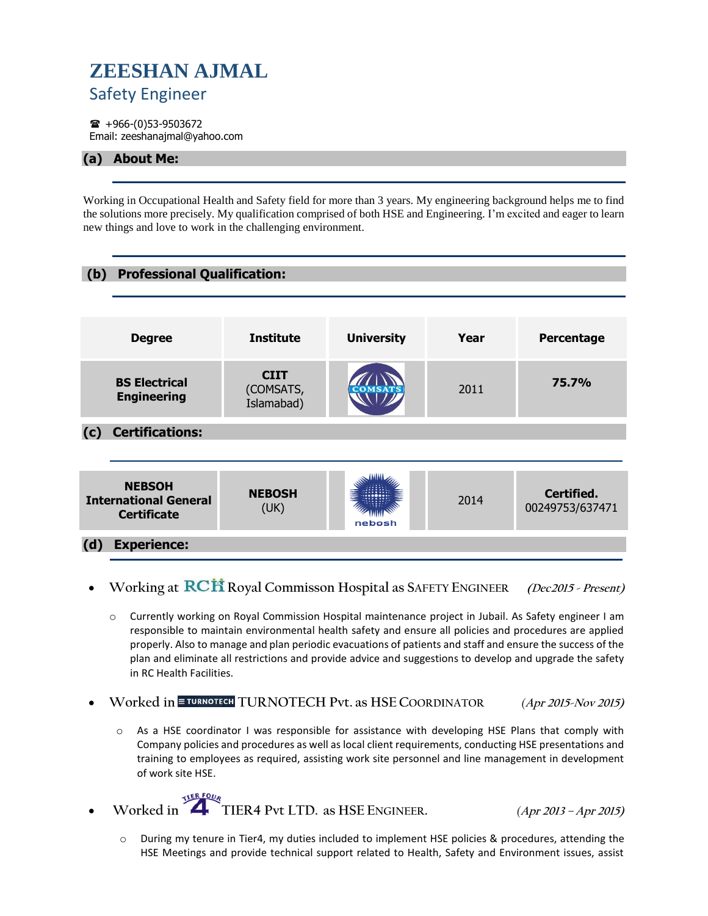# ZEESHAN AJMAL

## Safety Engineer

☎ +966-(0)53-9503672
Email: zeeshanajmal@yahoo.com

## (a) About Me:

Working in Occupational Health and Safety field for more than 3 years. My engineering background helps me to find the solutions more precisely. My qualification comprised of both HSE and Engineering. I'm excited and eager to learn new things and love to work in the challenging environment.

## (b) Professional Qualification:

| Degree | Institute | University | Year | Percentage |
|---|---|---|---|---|
| **BS Electrical Engineering** | **CIIT** (COMSATS, Islamabad) | COMSATS | 2011 | **75.7%** |

## (c) Certifications:

| | | | | |
|---|---|---|---|---|
| **NEBSOH International General Certificate** | **NEBOSH** (UK) | nebosh | 2014 | **Certified.** 00249753/637471 |

## (d) Experience:

- Working at RCH Royal Commisson Hospital as SAFETY ENGINEER *(Dec2015 - Present)*
  - Currently working on Royal Commission Hospital maintenance project in Jubail. As Safety engineer I am responsible to maintain environmental health safety and ensure all policies and procedures are applied properly. Also to manage and plan periodic evacuations of patients and staff and ensure the success of the plan and eliminate all restrictions and provide advice and suggestions to develop and upgrade the safety in RC Health Facilities.
- Worked in TURNOTECH TURNOTECH Pvt. as HSE COORDINATOR *(Apr 2015-Nov 2015)*
  - As a HSE coordinator I was responsible for assistance with developing HSE Plans that comply with Company policies and procedures as well as local client requirements, conducting HSE presentations and training to employees as required, assisting work site personnel and line management in development of work site HSE.
- Worked in TIER FOUR TIER4 Pvt LTD. as HSE ENGINEER. *(Apr 2013 – Apr 2015)*
  - During my tenure in Tier4, my duties included to implement HSE policies & procedures, attending the HSE Meetings and provide technical support related to Health, Safety and Environment issues, assist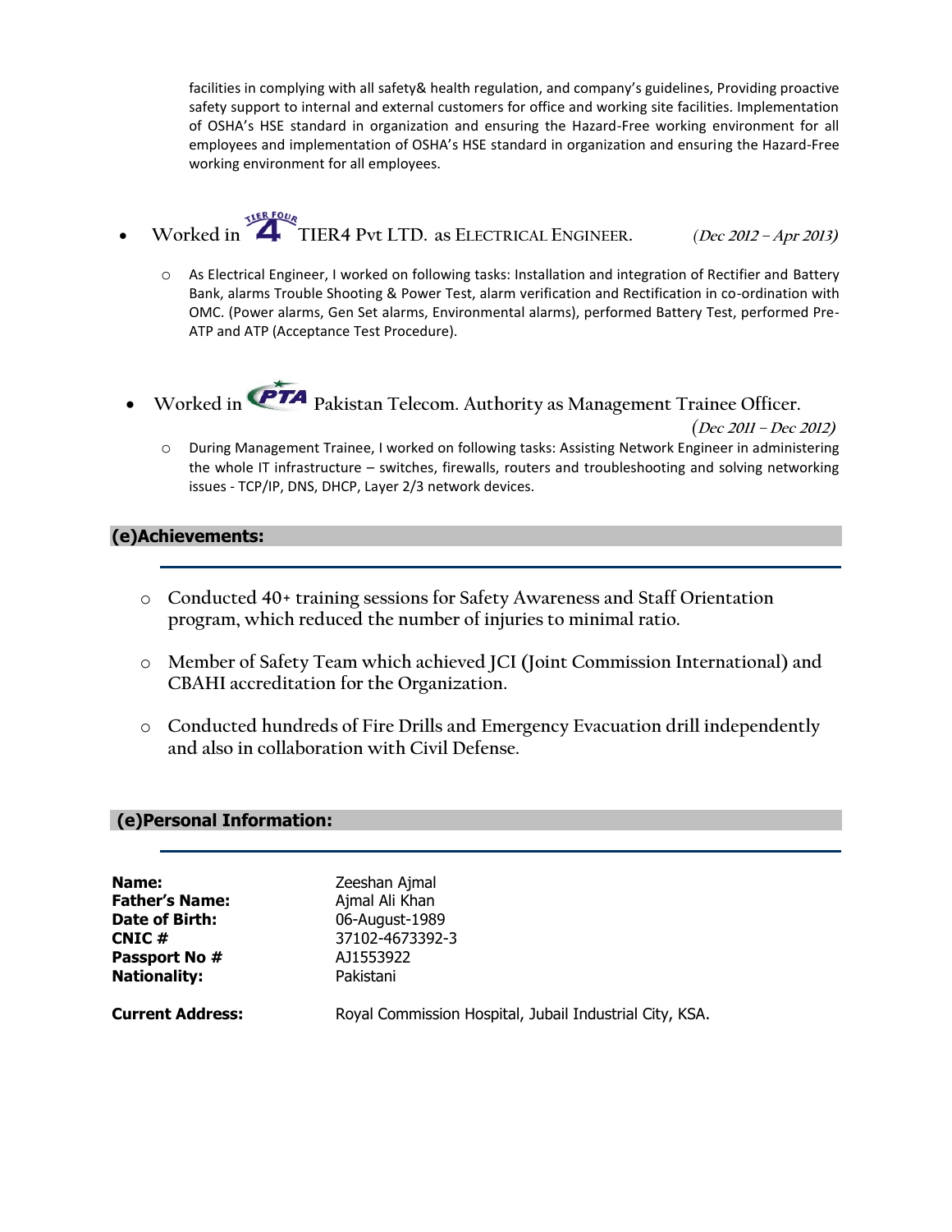facilities in complying with all safety& health regulation, and company's guidelines, Providing proactive safety support to internal and external customers for office and working site facilities. Implementation of OSHA's HSE standard in organization and ensuring the Hazard-Free working environment for all employees and implementation of OSHA's HSE standard in organization and ensuring the Hazard-Free working environment for all employees.

- Worked in TIER4 Pvt LTD. as ELECTRICAL ENGINEER. *(Dec 2012 – Apr 2013)*
    - As Electrical Engineer, I worked on following tasks: Installation and integration of Rectifier and Battery Bank, alarms Trouble Shooting & Power Test, alarm verification and Rectification in co-ordination with OMC. (Power alarms, Gen Set alarms, Environmental alarms), performed Battery Test, performed Pre-ATP and ATP (Acceptance Test Procedure).

- Worked in PTA Pakistan Telecom. Authority as Management Trainee Officer. *(Dec 2011 – Dec 2012)*
    - During Management Trainee, I worked on following tasks: Assisting Network Engineer in administering the whole IT infrastructure – switches, firewalls, routers and troubleshooting and solving networking issues - TCP/IP, DNS, DHCP, Layer 2/3 network devices.

## (e)Achievements:

- Conducted 40+ training sessions for Safety Awareness and Staff Orientation program, which reduced the number of injuries to minimal ratio.
- Member of Safety Team which achieved JCI (Joint Commission International) and CBAHI accreditation for the Organization.
- Conducted hundreds of Fire Drills and Emergency Evacuation drill independently and also in collaboration with Civil Defense.

## (e)Personal Information:

| | |
|---|---|
| **Name:** | Zeeshan Ajmal |
| **Father's Name:** | Ajmal Ali Khan |
| **Date of Birth:** | 06-August-1989 |
| **CNIC #** | 37102-4673392-3 |
| **Passport No #** | AJ1553922 |
| **Nationality:** | Pakistani |
| **Current Address:** | Royal Commission Hospital, Jubail Industrial City, KSA. |